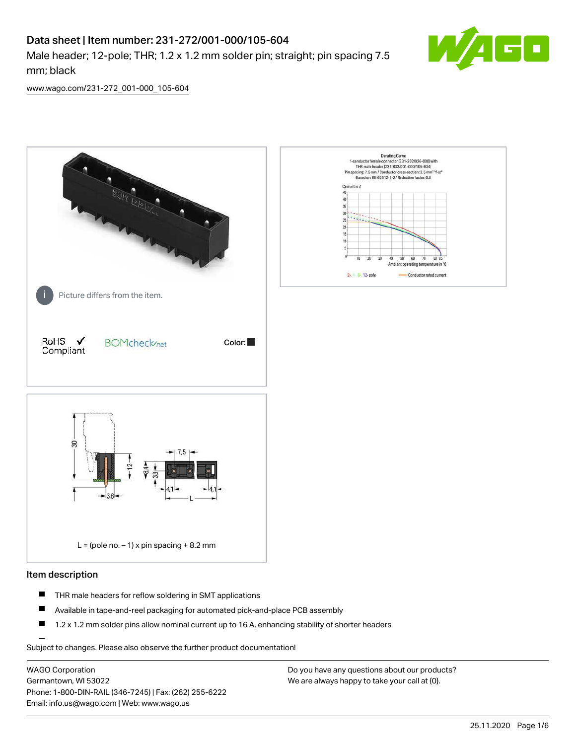# Data sheet | Item number: 231-272/001-000/105-604

Male header; 12-pole; THR; 1.2 x 1.2 mm solder pin; straight; pin spacing 7.5 mm; black

www.wago.com/231-272_001-000_105-604

Picture differs from the item.

RoHS Compliant

BOMcheck.net

Color:

L = (pole no. – 1) x pin spacing + 8.2 mm

## Item description

- THR male headers for reflow soldering in SMT applications
- Available in tape-and-reel packaging for automated pick-and-place PCB assembly
- 1.2 x 1.2 mm solder pins allow nominal current up to 16 A, enhancing stability of shorter headers

Subject to changes. Please also observe the further product documentation!

WAGO Corporation
Germantown, WI 53022
Phone: 1-800-DIN-RAIL (346-7245) | Fax: (262) 255-6222
Email: info.us@wago.com | Web: www.wago.us

Do you have any questions about our products?
We are always happy to take your call at {0}.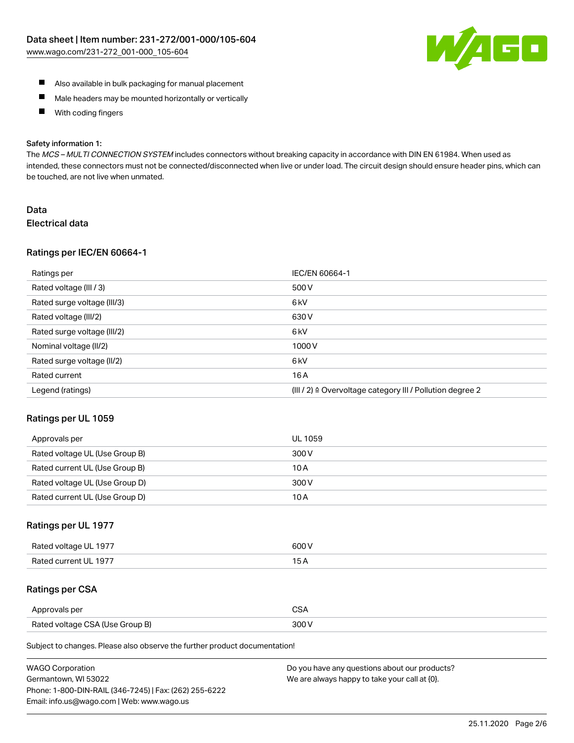- Also available in bulk packaging for manual placement
- Male headers may be mounted horizontally or vertically
- With coding fingers

Safety information 1:
The *MCS – MULTI CONNECTION SYSTEM* includes connectors without breaking capacity in accordance with DIN EN 61984. When used as intended, these connectors must not be connected/disconnected when live or under load. The circuit design should ensure header pins, which can be touched, are not live when unmated.

## Data

### Electrical data

#### Ratings per IEC/EN 60664-1

| Ratings per | IEC/EN 60664-1 |
|---|---|
| Rated voltage (III / 3) | 500 V |
| Rated surge voltage (III/3) | 6 kV |
| Rated voltage (III/2) | 630 V |
| Rated surge voltage (III/2) | 6 kV |
| Nominal voltage (II/2) | 1000 V |
| Rated surge voltage (II/2) | 6 kV |
| Rated current | 16 A |
| Legend (ratings) | (III / 2) ≙ Overvoltage category III / Pollution degree 2 |

#### Ratings per UL 1059

| Approvals per | UL 1059 |
|---|---|
| Rated voltage UL (Use Group B) | 300 V |
| Rated current UL (Use Group B) | 10 A |
| Rated voltage UL (Use Group D) | 300 V |
| Rated current UL (Use Group D) | 10 A |

#### Ratings per UL 1977

| Rated voltage UL 1977 | 600 V |
|---|---|
| Rated current UL 1977 | 15 A |

#### Ratings per CSA

| Approvals per | CSA |
|---|---|
| Rated voltage CSA (Use Group B) | 300 V |

Subject to changes. Please also observe the further product documentation!

WAGO Corporation
Germantown, WI 53022
Phone: 1-800-DIN-RAIL (346-7245) | Fax: (262) 255-6222
Email: info.us@wago.com | Web: www.wago.us

Do you have any questions about our products?
We are always happy to take your call at {0}.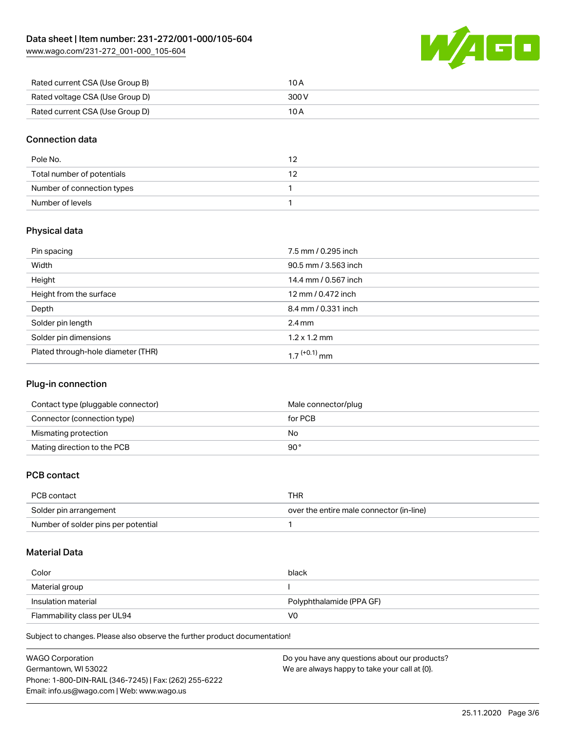| | |
|---|---|
| Rated current CSA (Use Group B) | 10 A |
| Rated voltage CSA (Use Group D) | 300 V |
| Rated current CSA (Use Group D) | 10 A |

## Connection data

| | |
|---|---|
| Pole No. | 12 |
| Total number of potentials | 12 |
| Number of connection types | 1 |
| Number of levels | 1 |

## Physical data

| | |
|---|---|
| Pin spacing | 7.5 mm / 0.295 inch |
| Width | 90.5 mm / 3.563 inch |
| Height | 14.4 mm / 0.567 inch |
| Height from the surface | 12 mm / 0.472 inch |
| Depth | 8.4 mm / 0.331 inch |
| Solder pin length | 2.4 mm |
| Solder pin dimensions | 1.2 x 1.2 mm |
| Plated through-hole diameter (THR) | $1.7^{(+0.1)}$ mm |

## Plug-in connection

| | |
|---|---|
| Contact type (pluggable connector) | Male connector/plug |
| Connector (connection type) | for PCB |
| Mismating protection | No |
| Mating direction to the PCB | 90° |

## PCB contact

| | |
|---|---|
| PCB contact | THR |
| Solder pin arrangement | over the entire male connector (in-line) |
| Number of solder pins per potential | 1 |

## Material Data

| | |
|---|---|
| Color | black |
| Material group | I |
| Insulation material | Polyphthalamide (PPA GF) |
| Flammability class per UL94 | V0 |

Subject to changes. Please also observe the further product documentation!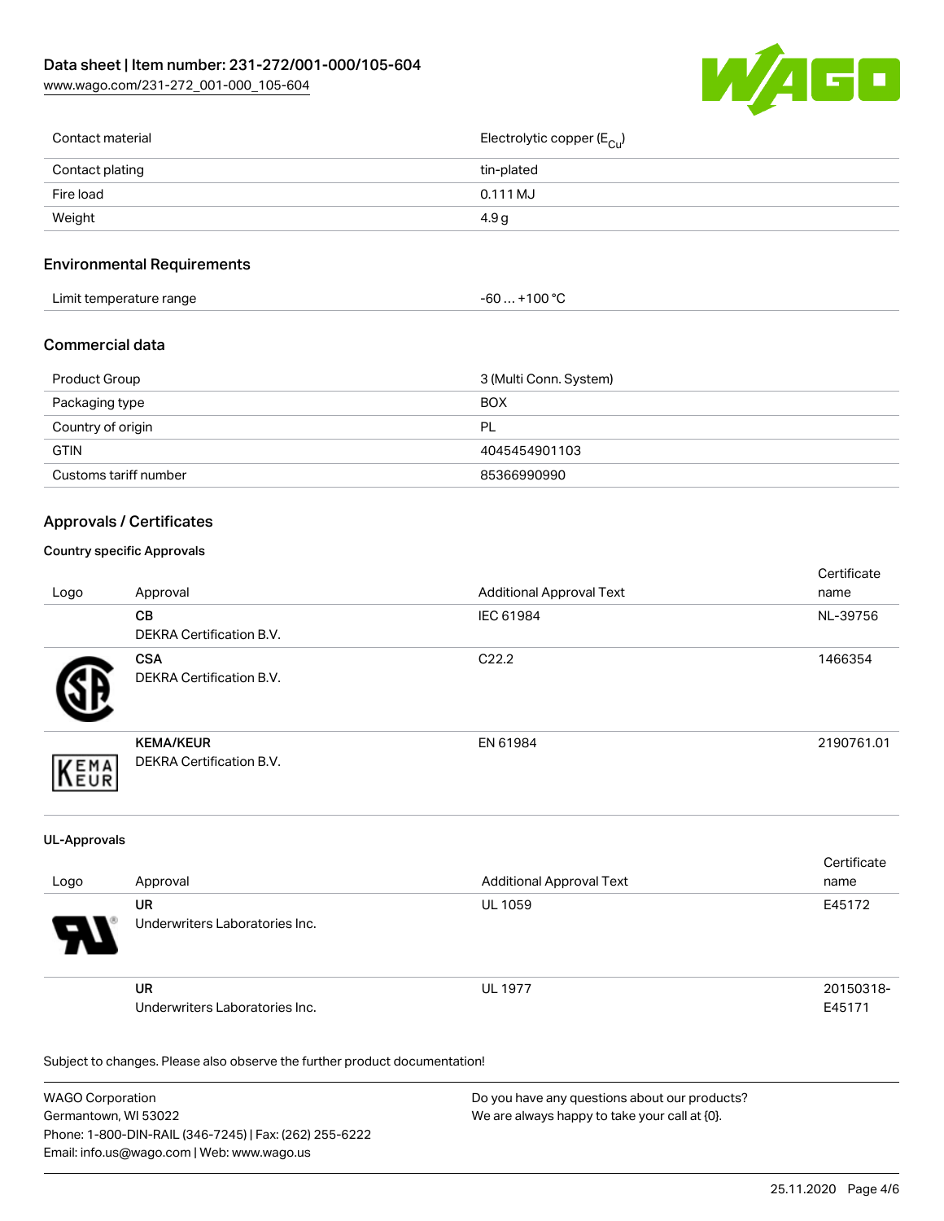| Contact material | Electrolytic copper ($E_{Cu}$) |
| --- | --- |
| Contact plating | tin-plated |
| Fire load | 0.111 MJ |
| Weight | 4.9 g |

## Environmental Requirements

| Limit temperature range | -60 … +100 °C |
| --- | --- |

## Commercial data

| Product Group | 3 (Multi Conn. System) |
| --- | --- |
| Packaging type | BOX |
| Country of origin | PL |
| GTIN | 4045454901103 |
| Customs tariff number | 85366990990 |

## Approvals / Certificates

### Country specific Approvals

| Logo | Approval | Additional Approval Text | Certificate name |
| --- | --- | --- | --- |
| | **CB**<br>DEKRA Certification B.V. | IEC 61984 | NL-39756 |
| | **CSA**<br>DEKRA Certification B.V. | C22.2 | 1466354 |
| | **KEMA/KEUR**<br>DEKRA Certification B.V. | EN 61984 | 2190761.01 |

### UL-Approvals

| Logo | Approval | Additional Approval Text | Certificate name |
| --- | --- | --- | --- |
| | **UR**<br>Underwriters Laboratories Inc. | UL 1059 | E45172 |
| | **UR**<br>Underwriters Laboratories Inc. | UL 1977 | 20150318-E45171 |

Subject to changes. Please also observe the further product documentation!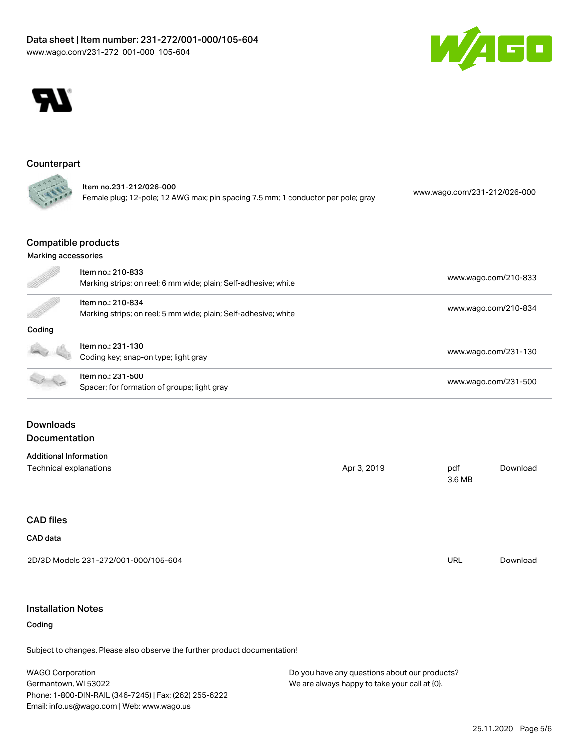## Counterpart

| | | |
|---|---|---|
| | Item no.231-212/026-000<br>Female plug; 12-pole; 12 AWG max; pin spacing 7.5 mm; 1 conductor per pole; gray | www.wago.com/231-212/026-000 |

## Compatible products

### Marking accessories

| | | |
|---|---|---|
| | Item no.: 210-833<br>Marking strips; on reel; 6 mm wide; plain; Self-adhesive; white | www.wago.com/210-833 |
| | Item no.: 210-834<br>Marking strips; on reel; 5 mm wide; plain; Self-adhesive; white | www.wago.com/210-834 |

### Coding

| | | |
|---|---|---|
| | Item no.: 231-130<br>Coding key; snap-on type; light gray | www.wago.com/231-130 |
| | Item no.: 231-500<br>Spacer; for formation of groups; light gray | www.wago.com/231-500 |

## Downloads

## Documentation

### Additional Information

| | | | |
|---|---|---|---|
| Technical explanations | Apr 3, 2019 | pdf<br>3.6 MB | Download |

## CAD files

### CAD data

| | | |
|---|---|---|
| 2D/3D Models 231-272/001-000/105-604 | URL | Download |

## Installation Notes

### Coding

Subject to changes. Please also observe the further product documentation!

WAGO Corporation
Germantown, WI 53022
Phone: 1-800-DIN-RAIL (346-7245) | Fax: (262) 255-6222
Email: info.us@wago.com | Web: www.wago.us

Do you have any questions about our products?
We are always happy to take your call at {0}.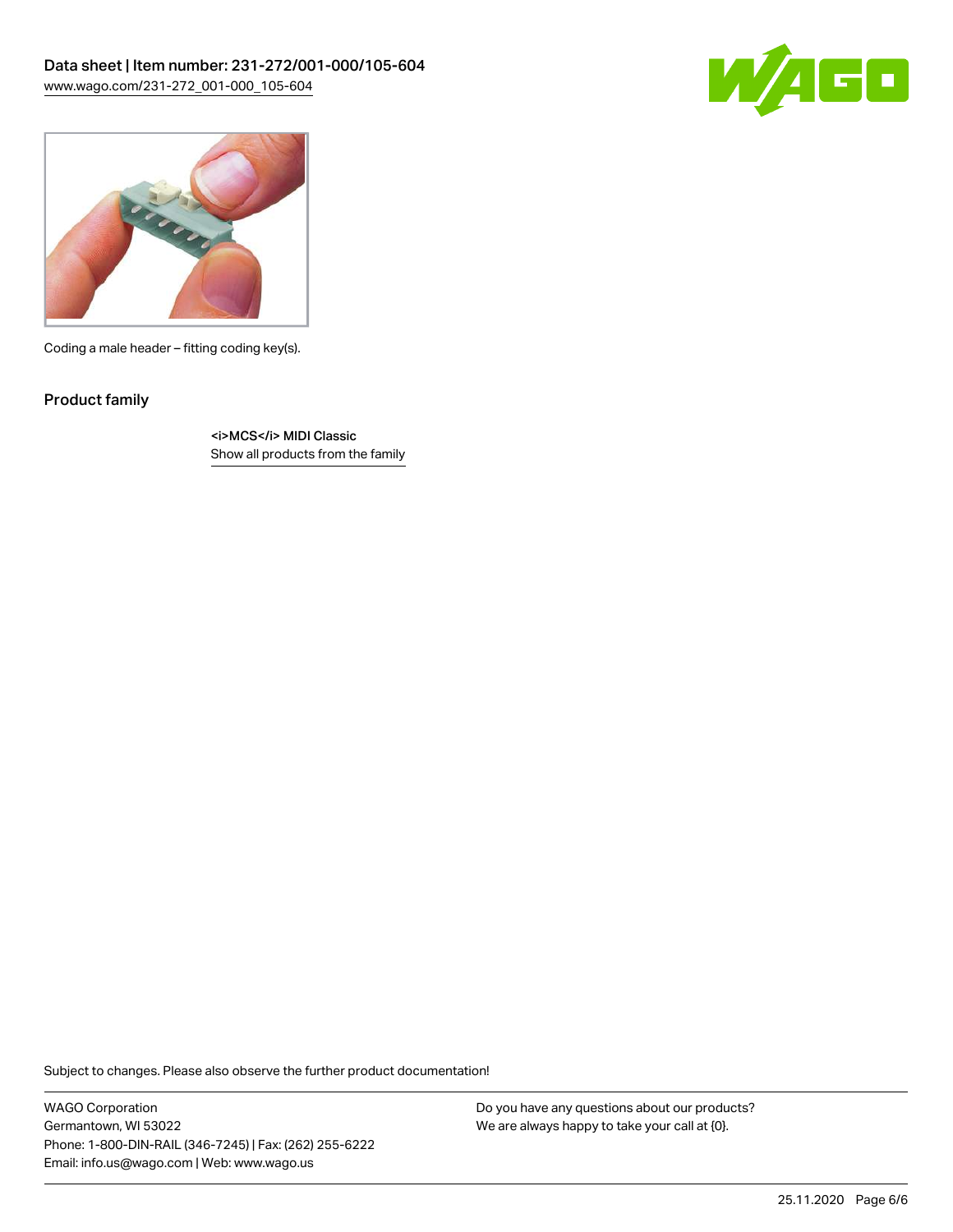Coding a male header – fitting coding key(s).

## Product family

<i>MCS</i> MIDI Classic
Show all products from the family

Subject to changes. Please also observe the further product documentation!

WAGO Corporation
Germantown, WI 53022
Phone: 1-800-DIN-RAIL (346-7245) | Fax: (262) 255-6222
Email: info.us@wago.com | Web: www.wago.us

Do you have any questions about our products?
We are always happy to take your call at {0}.